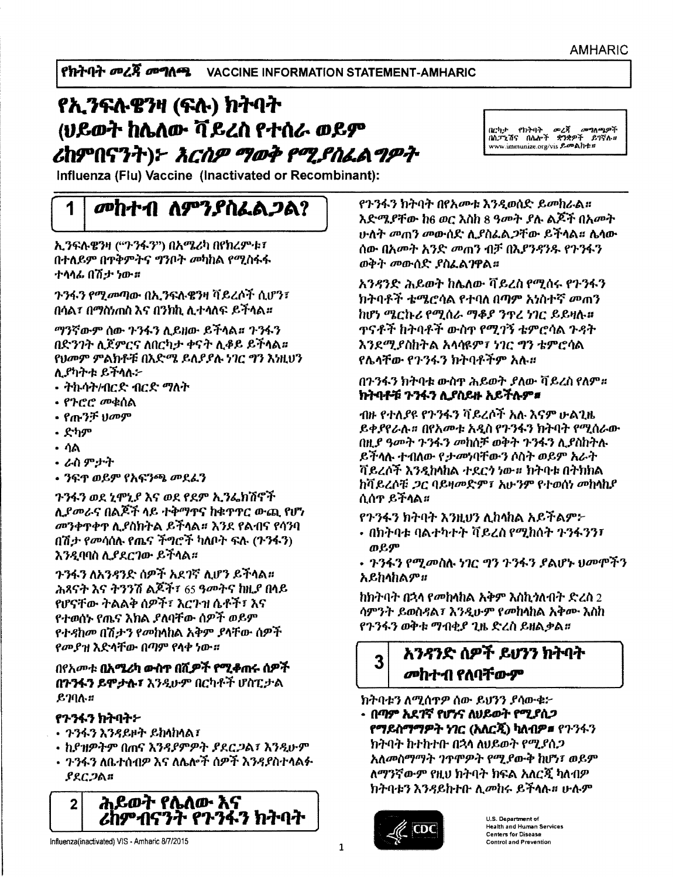AMHARIC

**የክትባት መረጃ መግለጫ** VACCINE INFORMATION STATEMENT-AMHARIC

# የኢንፍሉዌንዛ (ፍሉ) ክትባት (ህይወት ከሌለው ቫይረስ የተሰራ ወይም ሪከምበናንት)፦ እርስዎ ማወቅ የሚያስፈልግዎት

በርካታ የክትባት መረጃ መግለጫዎች በስፓኒሽና በሌሎች ቋንቋዎች ይገኛሉ። www.immunize.org/vis ይመልከቱ።

Influenza (Flu) Vaccine (Inactivated or Recombinant):

## 1 መከተብ ለምንያስፈልጋል?

ኢንፍሉዌንዛ ("ጉንፋን") በአሜሪካ በየክረምቱ፣ በተለይም በጥቅምትና ግንቦት መካከል የሚሰፋፋ ተላላፊ በሽታ ነው።

ጉንፋን የሚመጣው በኢንፍሉዌንዛ ቫይረሶች ሲሆን፣ በሳል፣ በማስነጠስ እና በንክኪ ሊተላለፍ ይችላል።

ማንኛውም ሰው ጉንፋን ሊይዘው ይችላል። ጉንፋን በድንገት ሊጀምርና ለበርካታ ቀናት ሊቆይ ይችላል። የህመም ምልክቶቹ በእድሜ ይለያያሉ ነገር ግን እነዚህን ሊያካትቱ ይችላሉ፦

- ትኩሳት/ብርድ ብርድ ማለት
- የጉሮሮ መቁሰል
- የጡንቻ ህመም
- ድካም
- ሳል
- ራስ ምታት
- ንፍጥ ወይም የአፍንጫ መደፈን

ጉንፋን ወደ ኒሞኒያ እና ወደ የደም ኢንፌክሽኖች ሊያመራና በልጆች ላይ ተቅማጥና ክቁጥጥር ውጪ የሆነ መንቀጥቀጥ ሊያስከትል ይችላል። እንደ የልብና የሳንባ በሽታ የመሳሰሉ የጤና ችግሮች ካለቦት ፍሉ (ጉንፋን) እንዲባባስ ሊያደርገው ይችላል።

ጉንፋን ለአንዳንድ ሰዎች አደገኛ ሊሆን ይችላል። ሕጻናት እና ትንንሽ ልጆች፣ 65 ዓመትና ከዚያ በላይ የሆናቸው ትልልቅ ሰዎች፣ እርጉዝ ሴቶች፣ እና የተወሰኑ የጤና እክል ያለባቸው ሰዎች ወይም የተዳከመ በሽታን የመከላከል አቅም ያላቸው ሰዎች የመያዝ እድላቸው በጣም የላቀ ነው።

በየአመቱ **በአሜሪካ ውስጥ በሺዎች የሚቆጠሩ ሰዎች በጉንፋን ይሞታሉ፣** እንዲሁም በርካቶች ሆስፒታል ይገባሉ።

**የጉንፋን ክትባት፦**

- ጉንፋን እንዳይዙት ይከላከላል፣
- ከያዘዎትም በጠና እንዳያምዎት ያደርጋል፣ እንዲሁም
- ጉንፋን ለቤተሰብዎ እና ለሌሎች ሰዎች እንዳያስተላልፉ ያደርጋል።

## 2 ሕይወት የሌለው እና ሪከምብናንት የጉንፋን ክትባት

የጉንፋን ክትባት በየአመቱ እንዲወሰድ ይመከራል። እድሜያቸው ከ6 ወር እስከ 8 ዓመት ያሉ ልጆች በአመት ሁለት መጠን መውሰድ ሊያስፈልጋቸው ይችላል። ሌላው ሰው በአመት አንድ መጠን ብቻ በእያንዳንዱ የጉንፋን ወቅት መውሰድ ያስፈልገዋል።

አንዳንድ ሕይወት ከሌለው ቫይረስ የሚሰሩ የጉንፋን ክትባቶች ቴሜሮሳል የተባለ በጣም አነስተኛ መጠን ከሆነ ሜርኩሪ የሚሰራ ማቆያ ንጥረ ነገር ይይዛሉ። ጥናቶች ክትባቶች ውስጥ የሚገኝ ቴምሮሳል ጉዳት እንደሚያስከትል አላሳዩም፣ ነገር ግን ቴምሮሳል የሌላቸው የጉንፋን ክትባቶችም አሉ።

በጉንፋን ክትባቱ ውስጥ ሕይወት ያለው ቫይረስ የለም። **ክትባቶቹ ጉንፋን ሊያስይዙ አይችሉም።**

ብዙ የተለያዩ የጉንፋን ቫይረሶች አሉ እናም ሁልጊዜ ይቀያየራሉ። በየአመቱ አዲስ የጉንፋን ክትባት የሚሰራው በዚያ ዓመት ጉንፋን መከሰቻ ወቅት ጉንፋን ሊያስከትሉ ይችላሉ ተብለው የታመነባቸውን ሶስት ወይም አራት ቫይረሶች እንዲከላከል ተደርጎ ነው። ክትባቱ በትክክል ከቫይረሶቹ ጋር ባይዛመድም፣ አሁንም የተወሰነ መከላከያ ሲሰጥ ይችላል።

የጉንፋን ክትባት እንዝህን ሊከላከል አይችልም፦

- በክትባቱ ባልተካተተ ቫይረስ የሚከሰት ጉንፋንን፣ ወይም
- ጉንፋን የሚመስሉ ነገር ግን ጉንፋን ያልሆኑ ህመሞችን አይከላከልም።

ከክትባት በኋላ የመከላከል አቅም እስኪጎለብት ድረስ 2 ሳምንት ይወስዳል፣ እንዲሁም የመከላከል አቅሙ እስከ የጉንፋን ወቅቱ ማብቂያ ጊዜ ድረስ ይዘልቃል።

## 3 አንዳንድ ሰዎች ይህንን ክትባት መከተብ የለባቸውም

ክትባቱን ለሚሰጥዎ ሰው ይህንን ያሳውቁ፦

- **በጣም አደገኛ የሆነና ለህይወት የሚያሰጋ የማይስማማዎት ነገር (አለርጂ) ካለብዎ።** የጉንፋን ክትባት ከተከተቡ በኋላ ለህይወት የሚያሰጋ አለመስማማት ገጥሞዎት የሚያውቅ ከሆነ፣ ወይም ለማንኛውም የዚህ ክትባት ክፍል አለርጂ ካለብዎ ክትባቱን እንዳይከተቡ ሊመከሩ ይችላሉ። ሁሉም

Influenza(inactivated) VIS - Amharic 8/7/2015

U.S. Department of Health and Human Services Centers for Disease Control and Prevention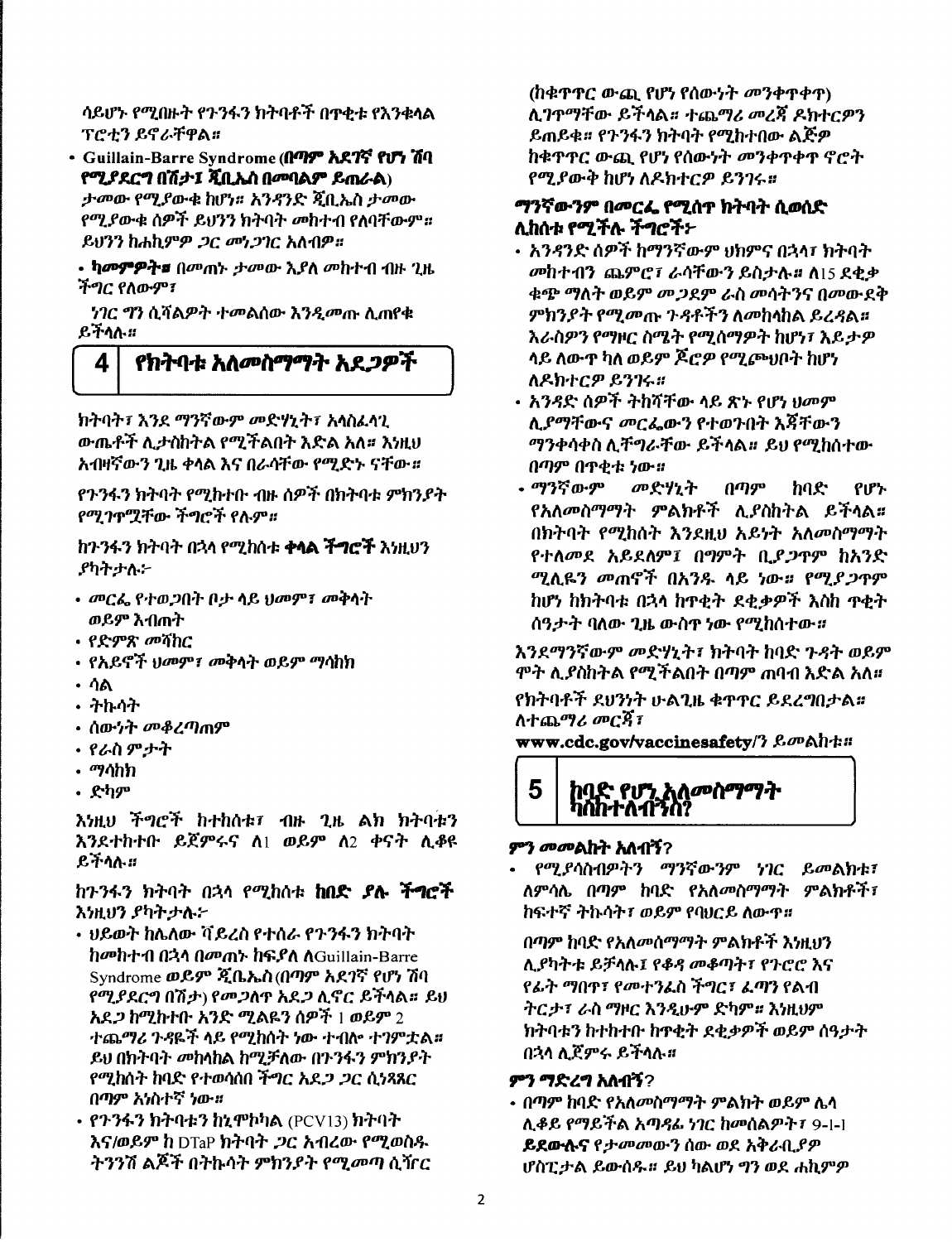ሳይሆኑ የሚበዙት የጉንፋን ክትባቶች በጥቂቱ የእንቁላል ፕሮቲን ይኖራቸዋል።

- Guillain-Barre Syndrome (**በጣም አደገኛ የሆነ ሽባ የሚያደርግ በሽታ፤ ጂቢኤስ በመባልም ይጠራል**) ታመው የሚያውቁ ከሆነ። አንዳንድ ጂቢኤስ ታመው የሚያውቁ ሰዎች ይህንን ክትባት መከተብ የለባቸውም። ይህንን ከሐኪምዎ ጋር መነጋገር አለብዎ።

- **ካመምዎት፤** በመጠኑ ታመው እያለ መከተብ ብዙ ጊዜ ችግር የለውም፣

ነገር ግን ሲሻልዎት ተመልሰው እንዲመጡ ሊጠየቁ ይችላሉ።

## 4 የክትባቱ አለመስማማት አደጋዎች

ክትባት፣ እንደ ማንኛውም መድሃኒት፣ አሳስፈላጊ ውጤቶች ሊታስከትል የሚችልበት እድል አለ። እነዚህ አብዛኛውን ጊዜ ቀላል እና በራሳቸው የሚድኑ ናቸው።

የጉንፋን ክትባት የሚከተቡ ብዙ ሰዎች በክትባቱ ምክንያት የሚገጥሟቸው ችግሮች የሉም።

ከጉንፋን ክትባት በኋላ የሚከሰቱ **ቀላል ችግሮች** እነዚህን ያካትታሉ፦

- መርፌ የተወጋበት ቦታ ላይ ህመም፣ መቅላት ወይም እብጠት
- የድምጽ መሻከር
- የአይኖች ህመም፣ መቅላት ወይም ማሳከክ
- ሳል
- ትኩሳት
- ሰውነት መቆረጣጠም
- የራስ ምታት
- ማሳከክ
- ድካም

እነዚህ ችግሮች ከተከሰቱ፣ ብዙ ጊዜ ልክ ክትባቱን እንደተከተቡ ይጀምሩና ለ1 ወይም ለ2 ቀናት ሊቆዩ ይችላሉ።

ከጉንፋን ክትባት በኋላ የሚከሰቱ **ከበድ ያሉ ችግሮች** እነዚህን ያካትታሉ፦

- ህይወት ከሌለው ቫይረስ የተሰራ የጉንፋን ክትባት ከመከተብ በኋላ በመጠኑ ከፍያለ ለGuillain-Barre Syndrome ወይም ጂቢኤስ (በጣም አደገኛ የሆነ ሽባ የሚያደርግ በሽታ) የመጋለጥ አደጋ ሊኖር ይችላል። ይህ አደጋ ከሚከተቡ አንድ ሚልዩን ሰዎች 1 ወይም 2 ተጨማሪ ጉዳዮች ላይ የሚከሰት ነው ተብሎ ተገምቷል። ይህ በክትባት መከላከል ከሚቻለው በጉንፋን ምክንያት የሚከሰት ከባድ የተወሳሰበ ችግር አደጋ ጋር ሲነጻጸር በጣም አነስተኛ ነው።
- የጉንፋን ክትባቱን ከኒሞኮካል (PCV13) ክትባት እና/ወይም ከ DTaP ክትባት ጋር አብረው የሚወስዱ ትንንሽ ልጆች በትኩሳት ምክንያት የሚመጣ ሲዥር (ከቁጥጥር ውጪ የሆነ የሰውነት መንቀጥቀጥ) ሊገጥማቸው ይችላል። ተጨማሪ መረጃ ዶክተርዎን ይጠይቁ። የጉንፋን ክትባት የሚከተበው ልጅዎ ከቁጥጥር ውጪ የሆነ የሰውነት መንቀጥቀጥ ኖሮት የሚያውቅ ከሆነ ለዶክተርዎ ይንገሩ።

### ማንኛውንም በመርፌ የሚሰጥ ክትባት ሲወሰድ ሊከሰቱ የሚችሉ ችግሮች፦

- አንዳንድ ሰዎች ከማንኛውም ህክምና በኋላ፣ ክትባት መከተብን ጨምሮ፣ ራሳቸውን ይስታሉ። ለ15 ደቂቃ ቁጭ ማለት ወይም መጋደም ራስ መሳትንና በመውደቅ ምክንያት የሚመጡ ጉዳቶችን ለመከላከል ይረዳል። እራስዎን የማዞር ስሜት የሚሰማዎት ከሆነ፣ እይታዎ ላይ ለውጥ ካለ ወይም ጆሮዎ የሚጮህቦት ከሆነ ለዶክተርዎ ይንገሩ።
- አንዳድ ሰዎች ትከሻቸው ላይ ጽኑ የሆነ ህመም ሊያማቸውና መርፌውን የተወጉበት እጃቸውን ማንቀሳቀስ ሊቸግራቸው ይችላል። ይህ የሚከሰተው በጣም በጥቂቱ ነው።
- ማንኛውም መድሃኒት በጣም ከባድ የሆኑ የአለመስማማት ምልክቶች ሊያስከትል ይችላል። በክትባት የሚከሰት እንደዚህ አይነት አለመስማማት የተለመደ አይደለም፤ በግምት ቢያጋጥም ከአንድ ሚሊዮን መጠኖች በአንዱ ላይ ነው። የሚያጋጥም ከሆነ ከክትባቱ በኋላ ከጥቂት ደቂቃዎች እስከ ጥቂት ሰዓታት ባለው ጊዜ ውስጥ ነው የሚከሰተው።

እንደማንኛውም መድሃኒት፣ ክትባት ከባድ ጉዳት ወይም ሞት ሊያስከትል የሚችልበት በጣም ጠባብ እድል አለ።

የክትባቶች ደህንነት ሁልጊዜ ቁጥጥር ይደረግበታል። ለተጨማሪ መርጃ፣ **www.cdc.gov/vaccinesafety/**ን ይመልከቱ።

## 5 ከባድ የሆነ አለመስማማት ካስከተለብኝስ?

### ምን መመልከት አለብኝ?

- የሚያሳስብዎትን ማንኛውንም ነገር ይመልከቱ፣ ለምሳሌ በጣም ከባድ የአለመስማማት ምልክቶች፣ ከፍተኛ ትኩሳት፣ ወይም የባህርይ ለውጥ።

በጣም ከባድ የአለመስማማት ምልክቶች እነዚህን ሊያካትቱ ይቻላሉ፤ የቆዳ መቆጣት፣ የጉሮሮ እና የፊት ማበጥ፣ የመተንፈስ ችግር፣ ፈጣን የልብ ትርታ፣ ራስ ማዞር እንዲሁም ድካም። እነዚህም ክትባቱን ከተከተቡ ከጥቂት ደቂቃዎች ወይም ሰዓታት በኋላ ሊጀምሩ ይችላሉ።

### ምን ማድረግ አለብኝ?

- በጣም ከባድ የአለመስማማት ምልክት ወይም ሌላ ሊቆይ የማይችል አጣዳፊ ነገር ከመሰልዎት፣ 9-1-1 **ይደውሉና** የታመመውን ሰው ወደ አቅራቢያዎ ሆስፒታል ይውሰዱ። ይህ ካልሆነ ግን ወደ ሐኪምዎ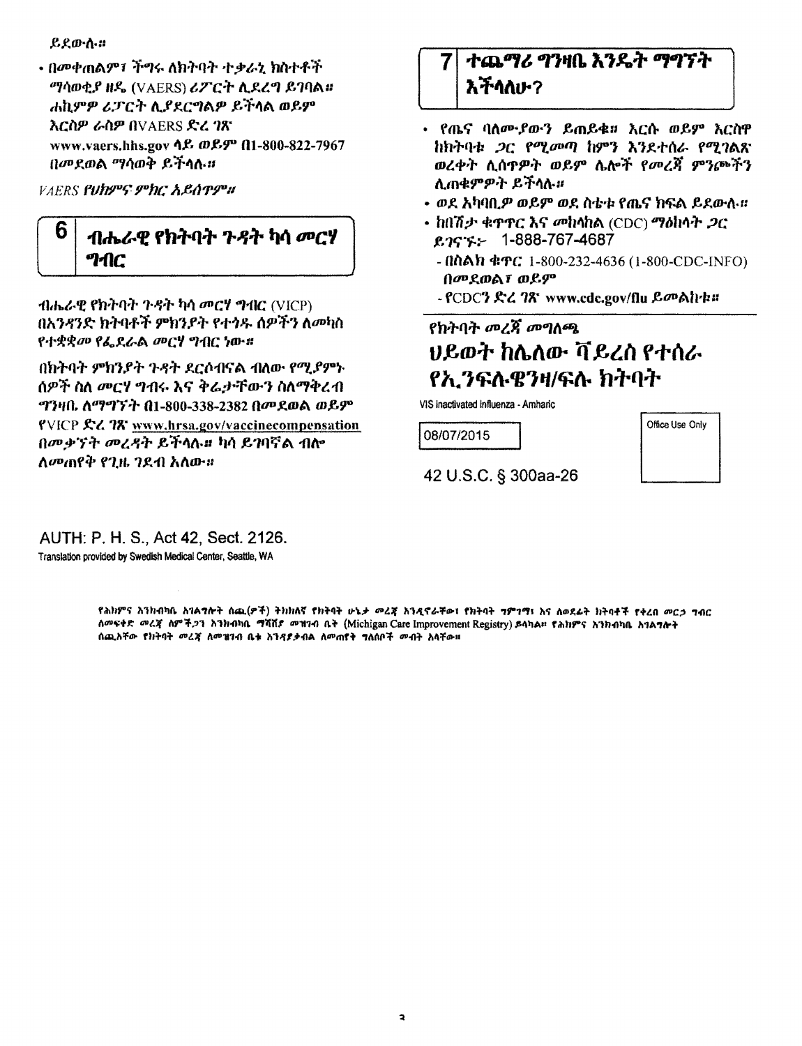ይደውሉ።

- በመቀጠልም፣ ችግሩ ለክትባት ተቃራኒ ክስተቶች ማሳወቂያ ዘዴ (VAERS) ሪፖርት ሊደረግ ይገባል። ሐኪምዎ ሪፖርት ሊያደርግልዎ ይችላል ወይም እርስዎ ራስዎ በVAERS ድረ ገጽ www.vaers.hhs.gov ላይ ወይም በ1-800-822-7967 በመደወል ማሳወቅ ይችላሉ።

*VAERS የህክምና ምክር አይሰጥም።*

## 6 ብሔራዊ የክትባት ጉዳት ካሳ መርሃ ግብር

ብሔራዊ የክትባት ጉዳት ካሳ መርሃ ግብር (VICP) በአንዳንድ ክትባቶች ምክንያት የተጎዱ ሰዎችን ለመካስ የተቋቋመ የፌደራል መርሃ ግብር ነው።

በክትባት ምክንያት ጉዳት ደርሶብናል ብለው የሚያምኑ ሰዎች ስለ መርሃ ግብሩ እና ቅሬታቸውን ስለማቅረብ ግንዛቤ ለማግኘት በ1-800-338-2382 በመደወል ወይም የVICP ድረ ገጽ www.hrsa.gov/vaccinecompensation በመቃኘት መረዳት ይችላሉ። ካሳ ይገባኛል ብሎ ለመጠየቅ የጊዜ ገደብ አለው።

## 7 ተጨማሪ ግንዛቤ እንዴት ማግኘት እችላለሁ?

- የጤና ባለሙያውን ይጠይቁ። እርሱ ወይም እርስዋ ከክትባቱ ጋር የሚመጣ ከምን እንደተሰራ የሚገልጽ ወረቀት ሊሰጥዎት ወይም ሌሎች የመረጃ ምንጮችን ሊጠቁምዎት ይችላሉ።
- ወደ አካባቢዎ ወይም ወደ ስቴቱ የጤና ክፍል ይደውሉ።
- ከበሽታ ቁጥጥር እና መከላከል (CDC) ማዕከላት ጋር ይገናኙ፦ 1-888-767-4687
  - በስልክ ቁጥር 1-800-232-4636 (1-800-CDC-INFO) በመደወል፣ ወይም
  - የCDCን ድረ ገጽ www.cdc.gov/flu ይመልከቱ።

የክትባት መረጃ መግለጫ

# ህይወት ከሌለው ቫይረስ የተሰራ የኢንፍሉዌንዛ/ፍሉ ክትባት

VIS inactivated influenza - Amharic

08/07/2015

42 U.S.C. § 300aa-26

Office Use Only

AUTH: P. H. S., Act 42, Sect. 2126.

Translation provided by Swedish Medical Center, Seattle, WA

የሕክምና እንክብካቤ አገልግሎት ሰጪ(ዎች) ትክክለኛ የክትባት ሁኔታ መረጃ እንዲኖራቸው፣ የክትባት ግምገማ፣ እና ለወደፊት ክትባቶች የተረጋገጠ መርኃ ግብር ለመፍቀድ መረጃ ለምችጋን እንክብካቤ ማሻሻያ መዝገብ ቤት (Michigan Care Improvement Registry) ይላካል። የሕክምና እንክብካቤ አገልግሎት ሰጪአቸው የክትባት መረጃ ለመዝገብ ቤቱ እንዳያቀብል ለመጠየቅ ግለሰቦች መብት አላቸው።